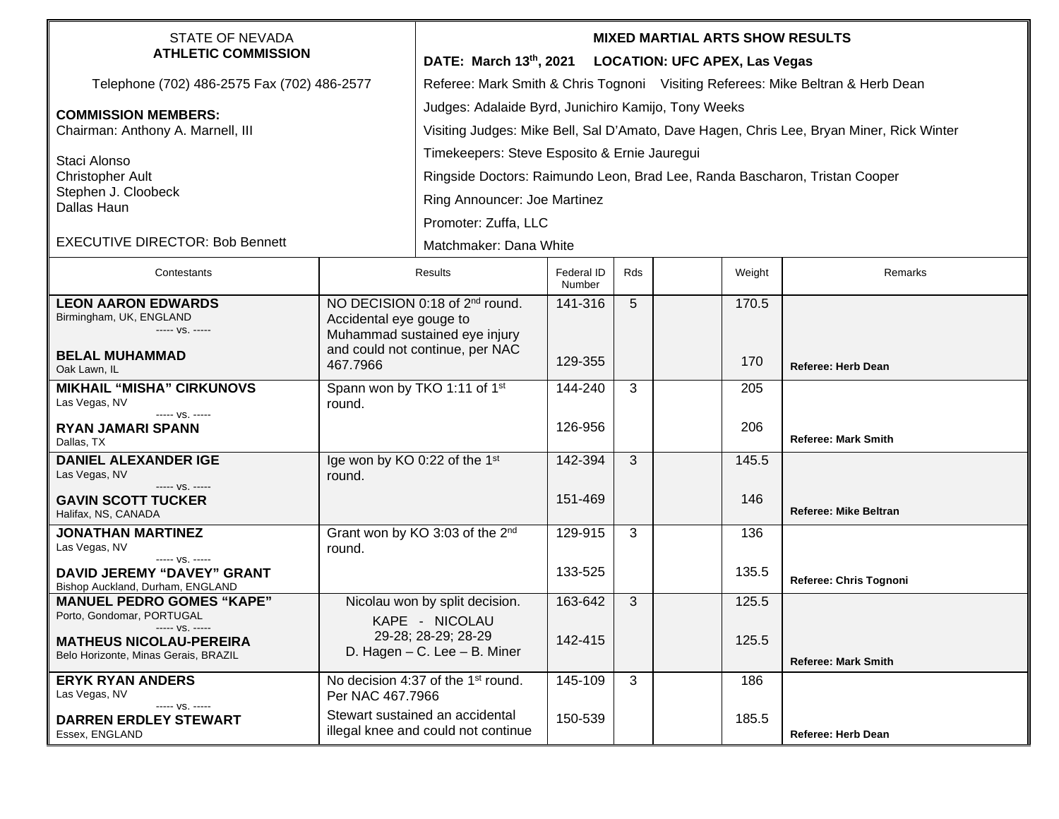STATE OF NEVADA
**ATHLETIC COMMISSION**

Telephone (702) 486-2575 Fax (702) 486-2577

**COMMISSION MEMBERS:**
Chairman: Anthony A. Marnell, III

Staci Alonso
Christopher Ault
Stephen J. Cloobeck
Dallas Haun

EXECUTIVE DIRECTOR: Bob Bennett

**MIXED MARTIAL ARTS SHOW RESULTS**

**DATE: March 13th, 2021 LOCATION: UFC APEX, Las Vegas**

Referee: Mark Smith & Chris Tognoni Visiting Referees: Mike Beltran & Herb Dean

Judges: Adalaide Byrd, Junichiro Kamijo, Tony Weeks

Visiting Judges: Mike Bell, Sal D'Amato, Dave Hagen, Chris Lee, Bryan Miner, Rick Winter

Timekeepers: Steve Esposito & Ernie Jauregui

Ringside Doctors: Raimundo Leon, Brad Lee, Randa Bascharon, Tristan Cooper

Ring Announcer: Joe Martinez

Promoter: Zuffa, LLC

Matchmaker: Dana White

| Contestants | Results | Federal ID Number | Rds | | Weight | Remarks |
|---|---|---|---|---|---|---|
| **LEON AARON EDWARDS** Birmingham, UK, ENGLAND ----- vs. ----- | NO DECISION 0:18 of 2nd round. Accidental eye gouge to Muhammad sustained eye injury and could not continue, per NAC 467.7966 | 141-316 | 5 | | 170.5 | |
| **BELAL MUHAMMAD** Oak Lawn, IL | | 129-355 | | | 170 | **Referee: Herb Dean** |
| **MIKHAIL "MISHA" CIRKUNOVS** Las Vegas, NV ----- vs. ----- | Spann won by TKO 1:11 of 1st round. | 144-240 | 3 | | 205 | |
| **RYAN JAMARI SPANN** Dallas, TX | | 126-956 | | | 206 | **Referee: Mark Smith** |
| **DANIEL ALEXANDER IGE** Las Vegas, NV ----- vs. ----- | Ige won by KO 0:22 of the 1st round. | 142-394 | 3 | | 145.5 | |
| **GAVIN SCOTT TUCKER** Halifax, NS, CANADA | | 151-469 | | | 146 | **Referee: Mike Beltran** |
| **JONATHAN MARTINEZ** Las Vegas, NV ----- vs. ----- | Grant won by KO 3:03 of the 2nd round. | 129-915 | 3 | | 136 | |
| **DAVID JEREMY "DAVEY" GRANT** Bishop Auckland, Durham, ENGLAND | | 133-525 | | | 135.5 | **Referee: Chris Tognoni** |
| **MANUEL PEDRO GOMES "KAPE"** Porto, Gondomar, PORTUGAL ----- vs. ----- | Nicolau won by split decision. KAPE - NICOLAU 29-28; 28-29; 28-29 D. Hagen – C. Lee – B. Miner | 163-642 | 3 | | 125.5 | |
| **MATHEUS NICOLAU-PEREIRA** Belo Horizonte, Minas Gerais, BRAZIL | | 142-415 | | | 125.5 | **Referee: Mark Smith** |
| **ERYK RYAN ANDERS** Las Vegas, NV ----- vs. ----- | No decision 4:37 of the 1st round. Per NAC 467.7966 | 145-109 | 3 | | 186 | |
| **DARREN ERDLEY STEWART** Essex, ENGLAND | Stewart sustained an accidental illegal knee and could not continue | 150-539 | | | 185.5 | **Referee: Herb Dean** |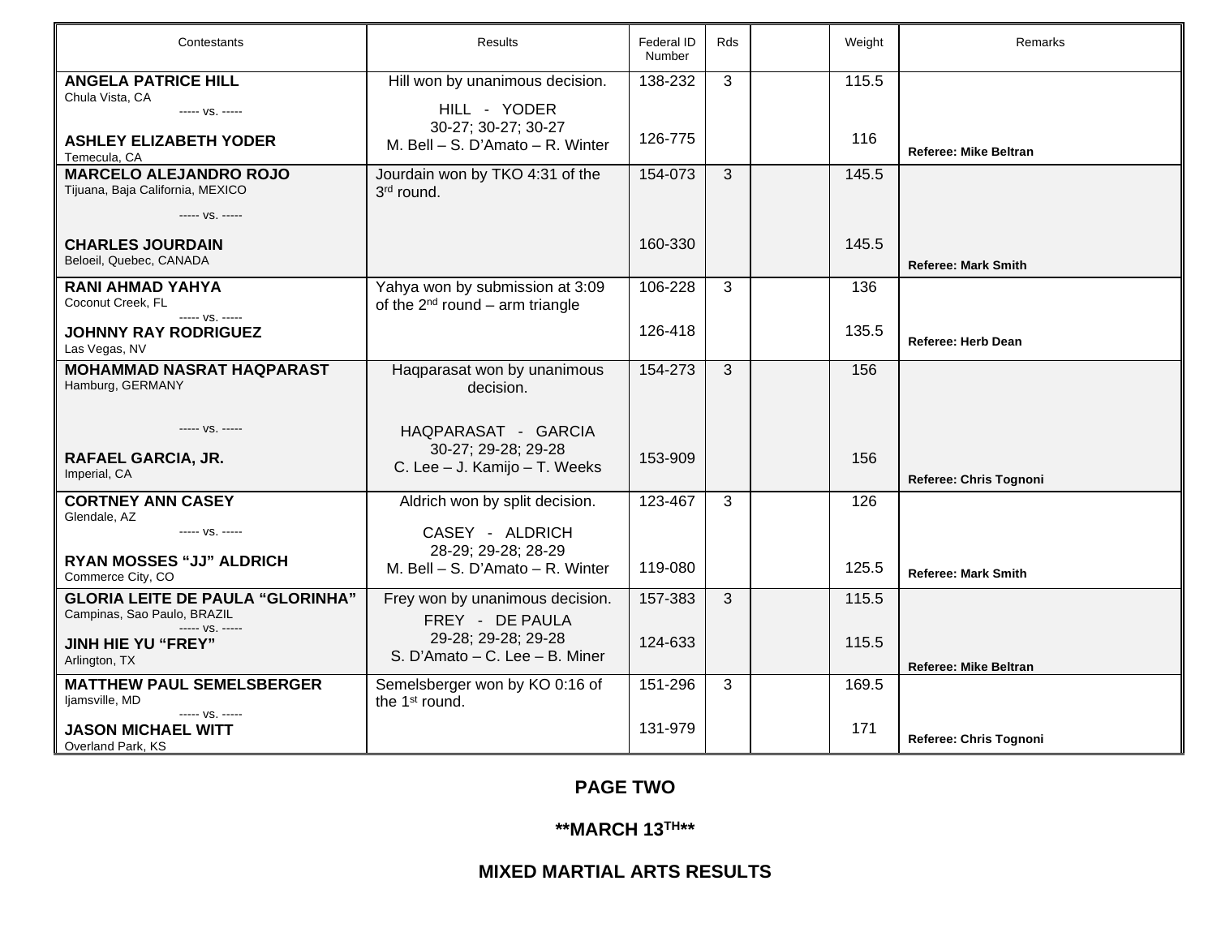| Contestants | Results | Federal ID Number | Rds | | Weight | Remarks |
|---|---|---|---|---|---|---|
| **ANGELA PATRICE HILL** Chula Vista, CA ----- vs. ----- **ASHLEY ELIZABETH YODER** Temecula, CA | Hill won by unanimous decision. HILL - YODER 30-27; 30-27; 30-27 M. Bell – S. D'Amato – R. Winter | 138-232 126-775 | 3 | | 115.5 116 | **Referee: Mike Beltran** |
| **MARCELO ALEJANDRO ROJO** Tijuana, Baja California, MEXICO ----- vs. ----- **CHARLES JOURDAIN** Beloeil, Quebec, CANADA | Jourdain won by TKO 4:31 of the 3rd round. | 154-073 160-330 | 3 | | 145.5 145.5 | **Referee: Mark Smith** |
| **RANI AHMAD YAHYA** Coconut Creek, FL ----- vs. ----- **JOHNNY RAY RODRIGUEZ** Las Vegas, NV | Yahya won by submission at 3:09 of the 2nd round – arm triangle | 106-228 126-418 | 3 | | 136 135.5 | **Referee: Herb Dean** |
| **MOHAMMAD NASRAT HAQPARAST** Hamburg, GERMANY ----- vs. ----- **RAFAEL GARCIA, JR.** Imperial, CA | Haqparasat won by unanimous decision. HAQPARASAT - GARCIA 30-27; 29-28; 29-28 C. Lee – J. Kamijo – T. Weeks | 154-273 153-909 | 3 | | 156 156 | **Referee: Chris Tognoni** |
| **CORTNEY ANN CASEY** Glendale, AZ ----- vs. ----- **RYAN MOSSES "JJ" ALDRICH** Commerce City, CO | Aldrich won by split decision. CASEY - ALDRICH 28-29; 29-28; 28-29 M. Bell – S. D'Amato – R. Winter | 123-467 119-080 | 3 | | 126 125.5 | **Referee: Mark Smith** |
| **GLORIA LEITE DE PAULA "GLORINHA"** Campinas, Sao Paulo, BRAZIL ----- vs. ----- **JINH HIE YU "FREY"** Arlington, TX | Frey won by unanimous decision. FREY - DE PAULA 29-28; 29-28; 29-28 S. D'Amato – C. Lee – B. Miner | 157-383 124-633 | 3 | | 115.5 115.5 | **Referee: Mike Beltran** |
| **MATTHEW PAUL SEMELSBERGER** Ijamsville, MD ----- vs. ----- **JASON MICHAEL WITT** Overland Park, KS | Semelsberger won by KO 0:16 of the 1st round. | 151-296 131-979 | 3 | | 169.5 171 | **Referee: Chris Tognoni** |

**PAGE TWO**

**\*\*MARCH 13TH\*\***

**MIXED MARTIAL ARTS RESULTS**